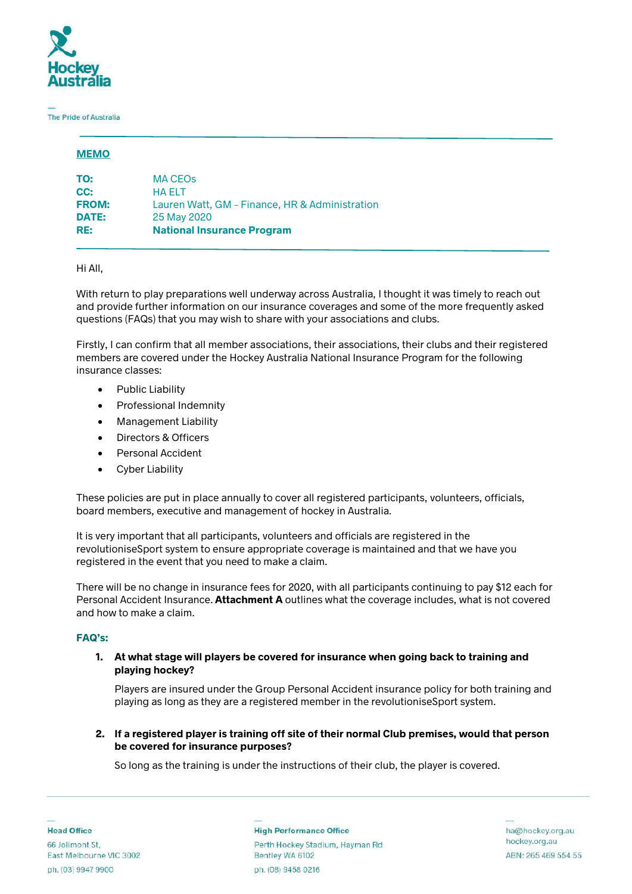Hockey Australia

The Pride of Australia

**MEMO**

**TO:** MA CEOs
**CC:** HA ELT
**FROM:** Lauren Watt, GM - Finance, HR & Administration
**DATE:** 25 May 2020
**RE:** **National Insurance Program**

Hi All,

With return to play preparations well underway across Australia, I thought it was timely to reach out and provide further information on our insurance coverages and some of the more frequently asked questions (FAQs) that you may wish to share with your associations and clubs.

Firstly, I can confirm that all member associations, their associations, their clubs and their registered members are covered under the Hockey Australia National Insurance Program for the following insurance classes:

- Public Liability
- Professional Indemnity
- Management Liability
- Directors & Officers
- Personal Accident
- Cyber Liability

These policies are put in place annually to cover all registered participants, volunteers, officials, board members, executive and management of hockey in Australia.

It is very important that all participants, volunteers and officials are registered in the revolutioniseSport system to ensure appropriate coverage is maintained and that we have you registered in the event that you need to make a claim.

There will be no change in insurance fees for 2020, with all participants continuing to pay $12 each for Personal Accident Insurance. **Attachment A** outlines what the coverage includes, what is not covered and how to make a claim.

**FAQ's:**

1. **At what stage will players be covered for insurance when going back to training and playing hockey?**

   Players are insured under the Group Personal Accident insurance policy for both training and playing as long as they are a registered member in the revolutioniseSport system.

2. **If a registered player is training off site of their normal Club premises, would that person be covered for insurance purposes?**

   So long as the training is under the instructions of their club, the player is covered.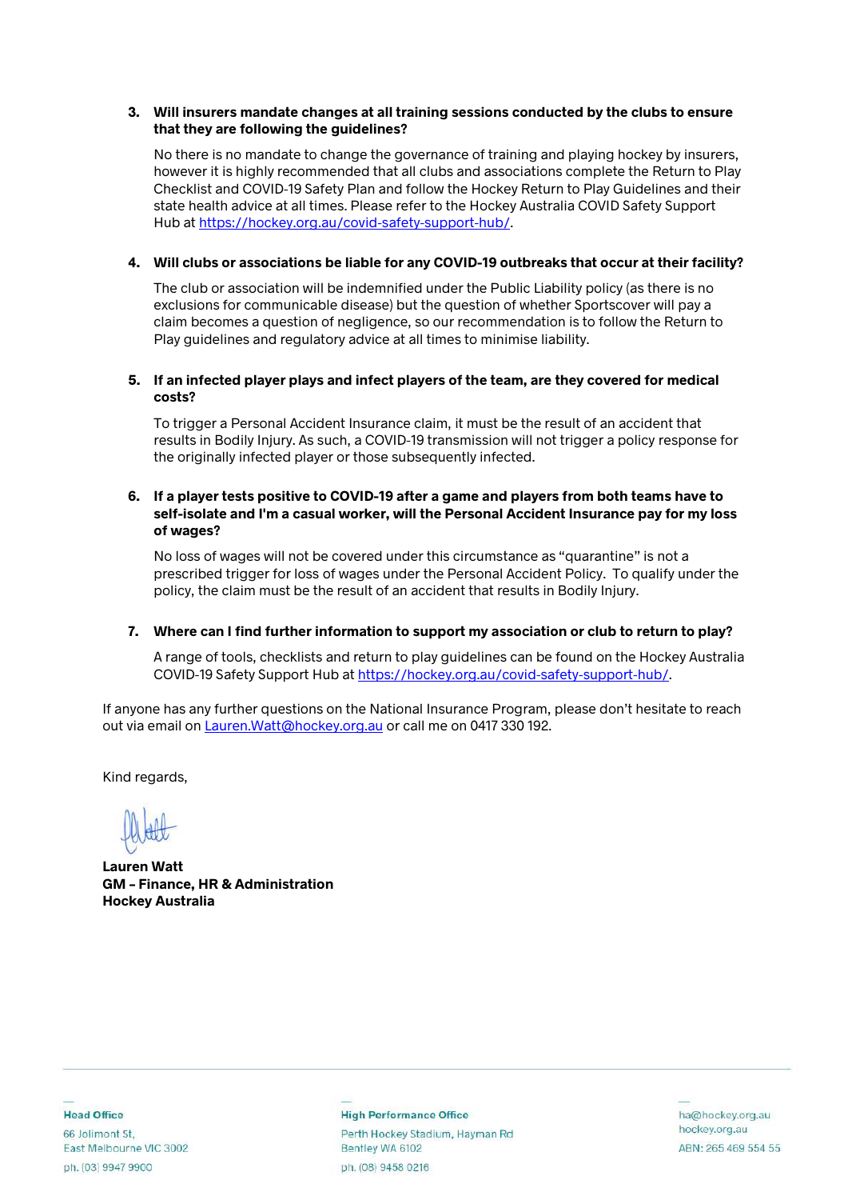3. **Will insurers mandate changes at all training sessions conducted by the clubs to ensure that they are following the guidelines?**

   No there is no mandate to change the governance of training and playing hockey by insurers, however it is highly recommended that all clubs and associations complete the Return to Play Checklist and COVID-19 Safety Plan and follow the Hockey Return to Play Guidelines and their state health advice at all times. Please refer to the Hockey Australia COVID Safety Support Hub at https://hockey.org.au/covid-safety-support-hub/.

4. **Will clubs or associations be liable for any COVID-19 outbreaks that occur at their facility?**

   The club or association will be indemnified under the Public Liability policy (as there is no exclusions for communicable disease) but the question of whether Sportscover will pay a claim becomes a question of negligence, so our recommendation is to follow the Return to Play guidelines and regulatory advice at all times to minimise liability.

5. **If an infected player plays and infect players of the team, are they covered for medical costs?**

   To trigger a Personal Accident Insurance claim, it must be the result of an accident that results in Bodily Injury. As such, a COVID-19 transmission will not trigger a policy response for the originally infected player or those subsequently infected.

6. **If a player tests positive to COVID-19 after a game and players from both teams have to self-isolate and I'm a casual worker, will the Personal Accident Insurance pay for my loss of wages?**

   No loss of wages will not be covered under this circumstance as "quarantine" is not a prescribed trigger for loss of wages under the Personal Accident Policy. To qualify under the policy, the claim must be the result of an accident that results in Bodily Injury.

7. **Where can I find further information to support my association or club to return to play?**

   A range of tools, checklists and return to play guidelines can be found on the Hockey Australia COVID-19 Safety Support Hub at https://hockey.org.au/covid-safety-support-hub/.

If anyone has any further questions on the National Insurance Program, please don't hesitate to reach out via email on Lauren.Watt@hockey.org.au or call me on 0417 330 192.

Kind regards,

**Lauren Watt**
**GM – Finance, HR & Administration**
**Hockey Australia**

**Head Office**
66 Jolimont St,
East Melbourne VIC 3002
ph. (03) 9947 9900

**High Performance Office**
Perth Hockey Stadium, Hayman Rd
Bentley WA 6102
ph. (08) 9458 0216

ha@hockey.org.au
hockey.org.au
ABN: 265 469 554 55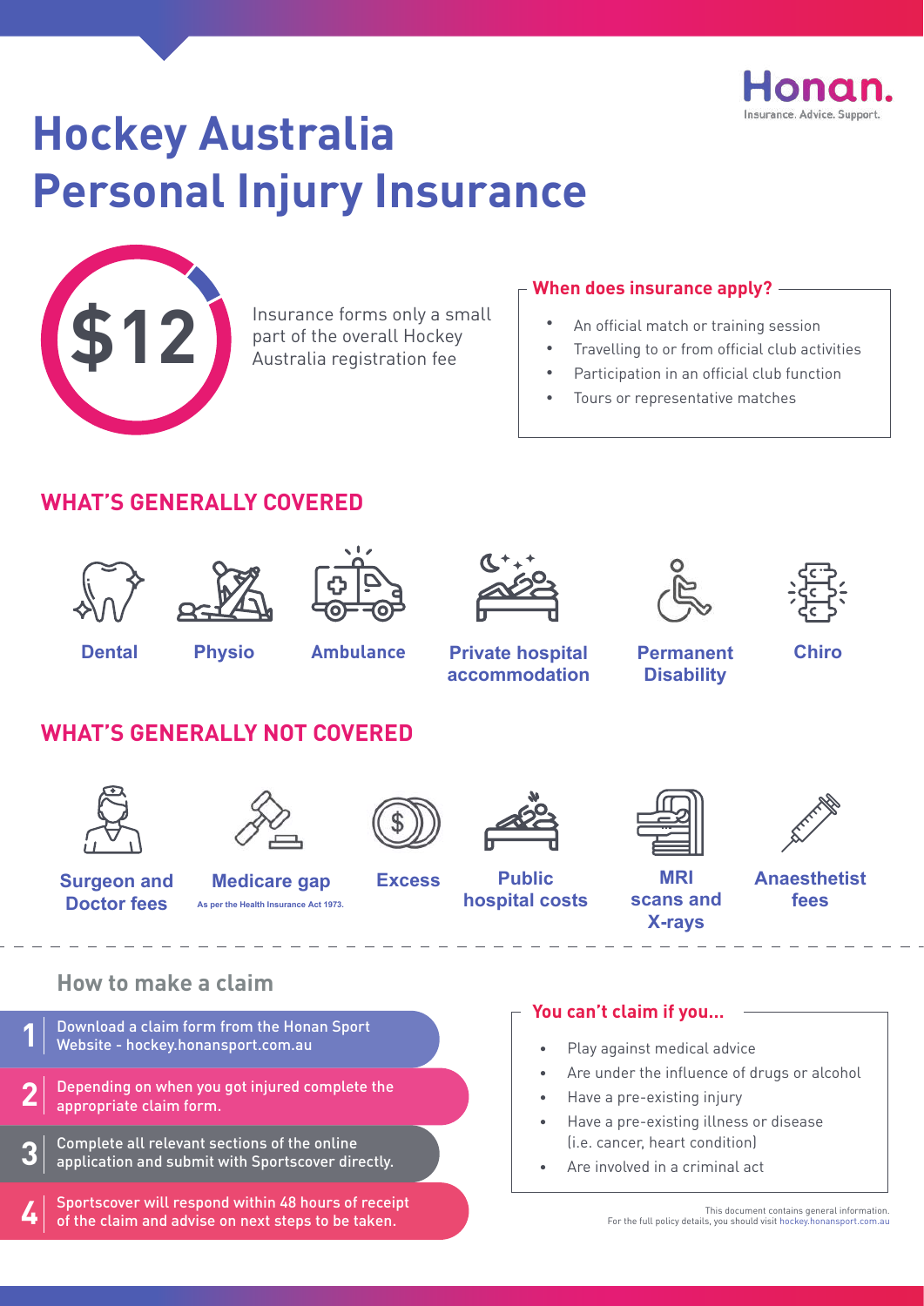Honan.
Insurance. Advice. Support.

# Hockey Australia Personal Injury Insurance

**$12**

Insurance forms only a small part of the overall Hockey Australia registration fee

### When does insurance apply?

- An official match or training session
- Travelling to or from official club activities
- Participation in an official club function
- Tours or representative matches

## WHAT'S GENERALLY COVERED

- Dental
- Physio
- Ambulance
- Private hospital accommodation
- Permanent Disability
- Chiro

## WHAT'S GENERALLY NOT COVERED

- Surgeon and Doctor fees
- Medicare gap (As per the Health Insurance Act 1973.)
- Excess
- Public hospital costs
- MRI scans and X-rays
- Anaesthetist fees

## How to make a claim

1. Download a claim form from the Honan Sport Website - hockey.honansport.com.au
2. Depending on when you got injured complete the appropriate claim form.
3. Complete all relevant sections of the online application and submit with Sportscover directly.
4. Sportscover will respond within 48 hours of receipt of the claim and advise on next steps to be taken.

### You can't claim if you...

- Play against medical advice
- Are under the influence of drugs or alcohol
- Have a pre-existing injury
- Have a pre-existing illness or disease (i.e. cancer, heart condition)
- Are involved in a criminal act

This document contains general information.
For the full policy details, you should visit hockey.honansport.com.au